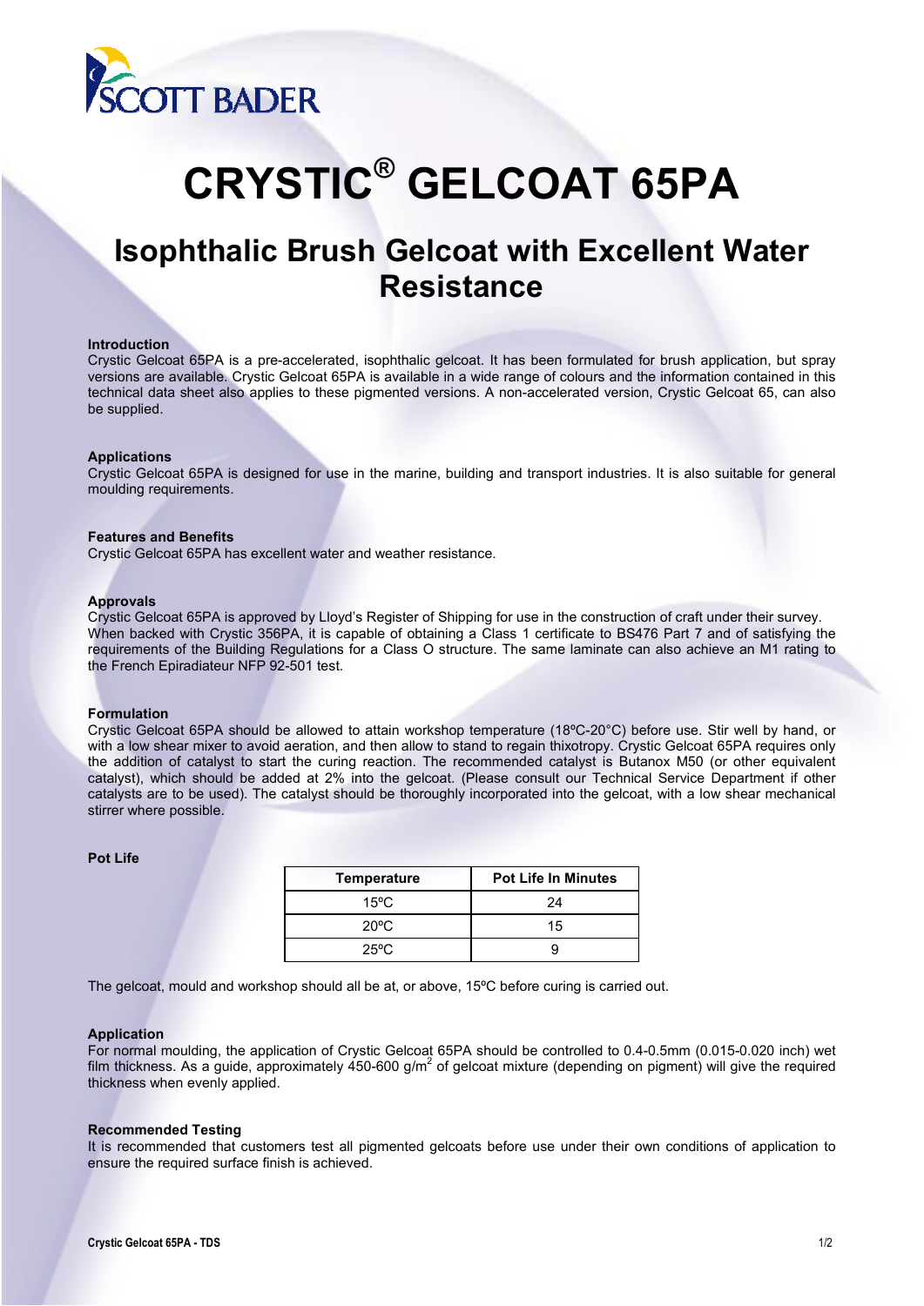SCOTT BADER

# CRYSTIC® GELCOAT 65PA

## Isophthalic Brush Gelcoat with Excellent Water Resistance

**Introduction**

Crystic Gelcoat 65PA is a pre-accelerated, isophthalic gelcoat. It has been formulated for brush application, but spray versions are available. Crystic Gelcoat 65PA is available in a wide range of colours and the information contained in this technical data sheet also applies to these pigmented versions. A non-accelerated version, Crystic Gelcoat 65, can also be supplied.

**Applications**

Crystic Gelcoat 65PA is designed for use in the marine, building and transport industries. It is also suitable for general moulding requirements.

**Features and Benefits**

Crystic Gelcoat 65PA has excellent water and weather resistance.

**Approvals**

Crystic Gelcoat 65PA is approved by Lloyd's Register of Shipping for use in the construction of craft under their survey. When backed with Crystic 356PA, it is capable of obtaining a Class 1 certificate to BS476 Part 7 and of satisfying the requirements of the Building Regulations for a Class O structure. The same laminate can also achieve an M1 rating to the French Epiradiateur NFP 92-501 test.

**Formulation**

Crystic Gelcoat 65PA should be allowed to attain workshop temperature (18ºC-20°C) before use. Stir well by hand, or with a low shear mixer to avoid aeration, and then allow to stand to regain thixotropy. Crystic Gelcoat 65PA requires only the addition of catalyst to start the curing reaction. The recommended catalyst is Butanox M50 (or other equivalent catalyst), which should be added at 2% into the gelcoat. (Please consult our Technical Service Department if other catalysts are to be used). The catalyst should be thoroughly incorporated into the gelcoat, with a low shear mechanical stirrer where possible.

**Pot Life**

| Temperature | Pot Life In Minutes |
|---|---|
| 15ºC | 24 |
| 20ºC | 15 |
| 25ºC | 9 |

The gelcoat, mould and workshop should all be at, or above, 15ºC before curing is carried out.

**Application**

For normal moulding, the application of Crystic Gelcoat 65PA should be controlled to 0.4-0.5mm (0.015-0.020 inch) wet film thickness. As a guide, approximately 450-600 g/m$^2$ of gelcoat mixture (depending on pigment) will give the required thickness when evenly applied.

**Recommended Testing**

It is recommended that customers test all pigmented gelcoats before use under their own conditions of application to ensure the required surface finish is achieved.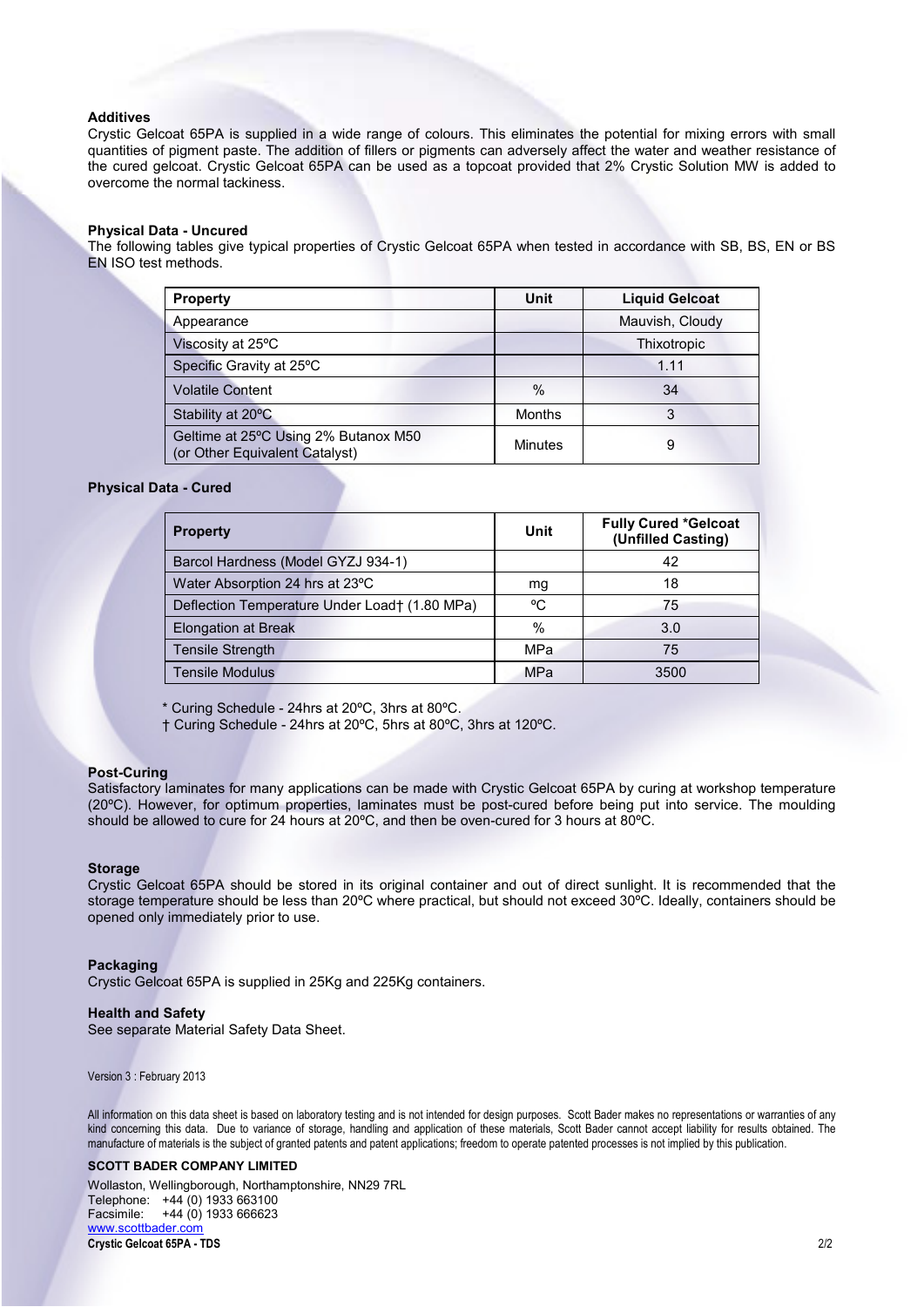**Additives**

Crystic Gelcoat 65PA is supplied in a wide range of colours. This eliminates the potential for mixing errors with small quantities of pigment paste. The addition of fillers or pigments can adversely affect the water and weather resistance of the cured gelcoat. Crystic Gelcoat 65PA can be used as a topcoat provided that 2% Crystic Solution MW is added to overcome the normal tackiness.

**Physical Data - Uncured**

The following tables give typical properties of Crystic Gelcoat 65PA when tested in accordance with SB, BS, EN or BS EN ISO test methods.

| Property | Unit | Liquid Gelcoat |
|---|---|---|
| Appearance | | Mauvish, Cloudy |
| Viscosity at 25ºC | | Thixotropic |
| Specific Gravity at 25ºC | | 1.11 |
| Volatile Content | % | 34 |
| Stability at 20ºC | Months | 3 |
| Geltime at 25ºC Using 2% Butanox M50 (or Other Equivalent Catalyst) | Minutes | 9 |

**Physical Data - Cured**

| Property | Unit | Fully Cured *Gelcoat (Unfilled Casting) |
|---|---|---|
| Barcol Hardness (Model GYZJ 934-1) | | 42 |
| Water Absorption 24 hrs at 23ºC | mg | 18 |
| Deflection Temperature Under Load† (1.80 MPa) | ºC | 75 |
| Elongation at Break | % | 3.0 |
| Tensile Strength | MPa | 75 |
| Tensile Modulus | MPa | 3500 |

* Curing Schedule - 24hrs at 20ºC, 3hrs at 80ºC.

† Curing Schedule - 24hrs at 20ºC, 5hrs at 80ºC, 3hrs at 120ºC.

**Post-Curing**

Satisfactory laminates for many applications can be made with Crystic Gelcoat 65PA by curing at workshop temperature (20ºC). However, for optimum properties, laminates must be post-cured before being put into service. The moulding should be allowed to cure for 24 hours at 20ºC, and then be oven-cured for 3 hours at 80ºC.

**Storage**

Crystic Gelcoat 65PA should be stored in its original container and out of direct sunlight. It is recommended that the storage temperature should be less than 20ºC where practical, but should not exceed 30ºC. Ideally, containers should be opened only immediately prior to use.

**Packaging**

Crystic Gelcoat 65PA is supplied in 25Kg and 225Kg containers.

**Health and Safety**

See separate Material Safety Data Sheet.

Version 3 : February 2013

All information on this data sheet is based on laboratory testing and is not intended for design purposes. Scott Bader makes no representations or warranties of any kind concerning this data. Due to variance of storage, handling and application of these materials, Scott Bader cannot accept liability for results obtained. The manufacture of materials is the subject of granted patents and patent applications; freedom to operate patented processes is not implied by this publication.

**SCOTT BADER COMPANY LIMITED**

Wollaston, Wellingborough, Northamptonshire, NN29 7RL
Telephone: +44 (0) 1933 663100
Facsimile: +44 (0) 1933 666623
www.scottbader.com